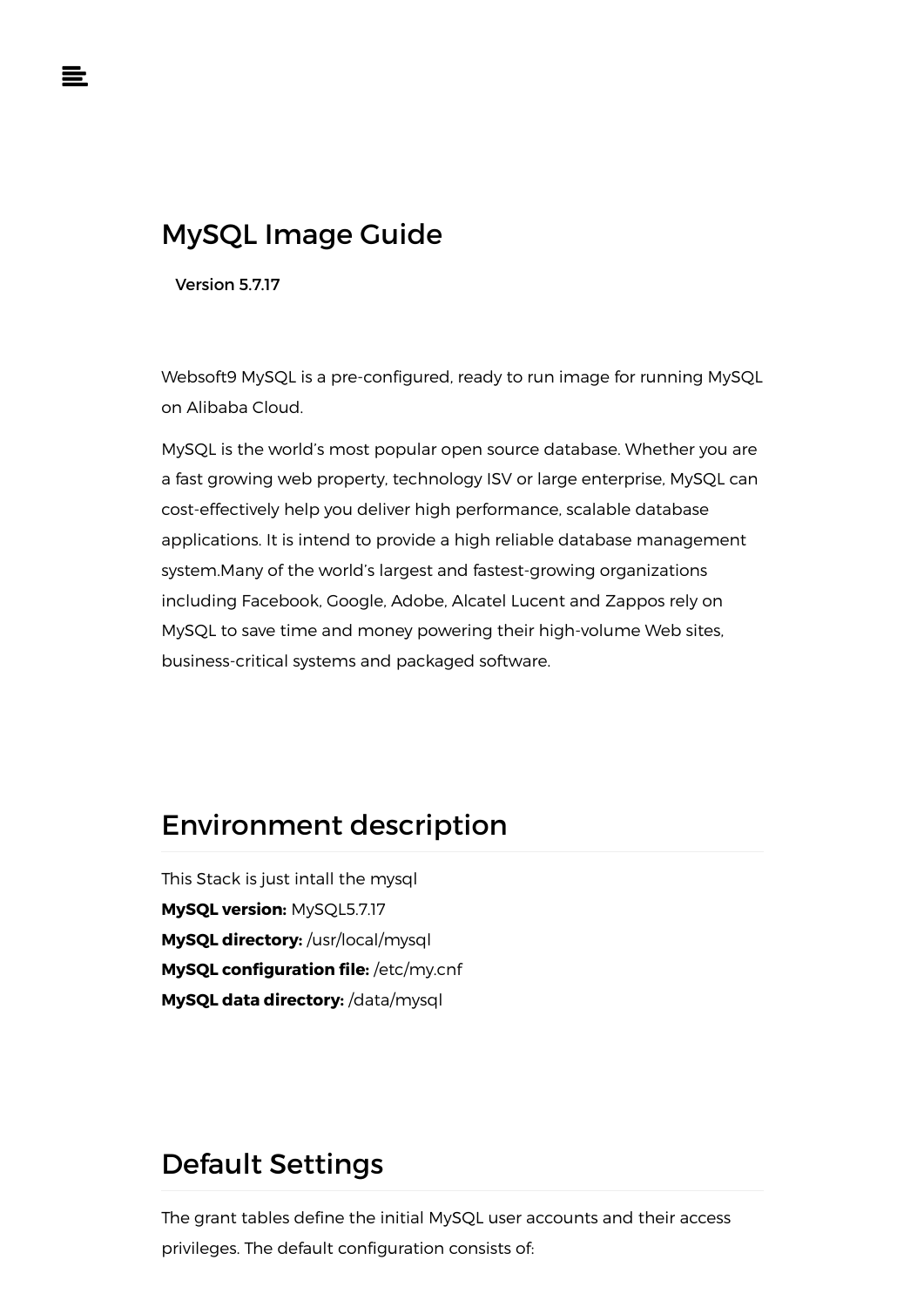# MySQL Image Guide

**Version 5.7.17**

Websoft9 MySQL is a pre-configured, ready to run image for running MySQL on Alibaba Cloud.

MySQL is the world's most popular open source database. Whether you are a fast growing web property, technology ISV or large enterprise, MySQL can cost-effectively help you deliver high performance, scalable database applications. It is intend to provide a high reliable database management system.Many of the world's largest and fastest-growing organizations including Facebook, Google, Adobe, Alcatel Lucent and Zappos rely on MySQL to save time and money powering their high-volume Web sites, business-critical systems and packaged software.

## Environment description

This Stack is just intall the mysql
**MySQL version:** MySQL5.7.17
**MySQL directory:** /usr/local/mysql
**MySQL configuration file:** /etc/my.cnf
**MySQL data directory:** /data/mysql

## Default Settings

The grant tables define the initial MySQL user accounts and their access privileges. The default configuration consists of: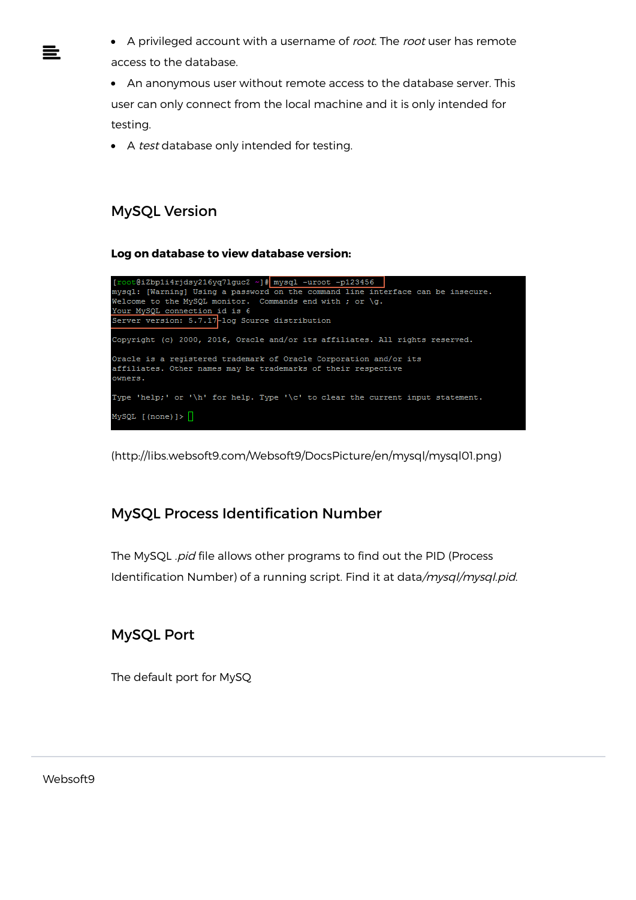- A privileged account with a username of *root*. The *root* user has remote access to the database.
- An anonymous user without remote access to the database server. This user can only connect from the local machine and it is only intended for testing.
- A *test* database only intended for testing.

## MySQL Version

**Log on database to view database version:**

```
[root@iZbp1i4rjdsy216yq7lgucZ ~]# mysql -uroot -p123456
mysql: [Warning] Using a password on the command line interface can be insecure.
Welcome to the MySQL monitor.  Commands end with ; or \g.
Your MySQL connection id is 6
Server version: 5.7.17-log Source distribution

Copyright (c) 2000, 2016, Oracle and/or its affiliates. All rights reserved.

Oracle is a registered trademark of Oracle Corporation and/or its
affiliates. Other names may be trademarks of their respective
owners.

Type 'help;' or '\h' for help. Type '\c' to clear the current input statement.

MySQL [(none)]>
```

(http://libs.websoft9.com/Websoft9/DocsPicture/en/mysql/mysql01.png)

## MySQL Process Identification Number

The MySQL *.pid* file allows other programs to find out the PID (Process Identification Number) of a running script. Find it at data*/mysql/mysql.pid.*

## MySQL Port

The default port for MySQ